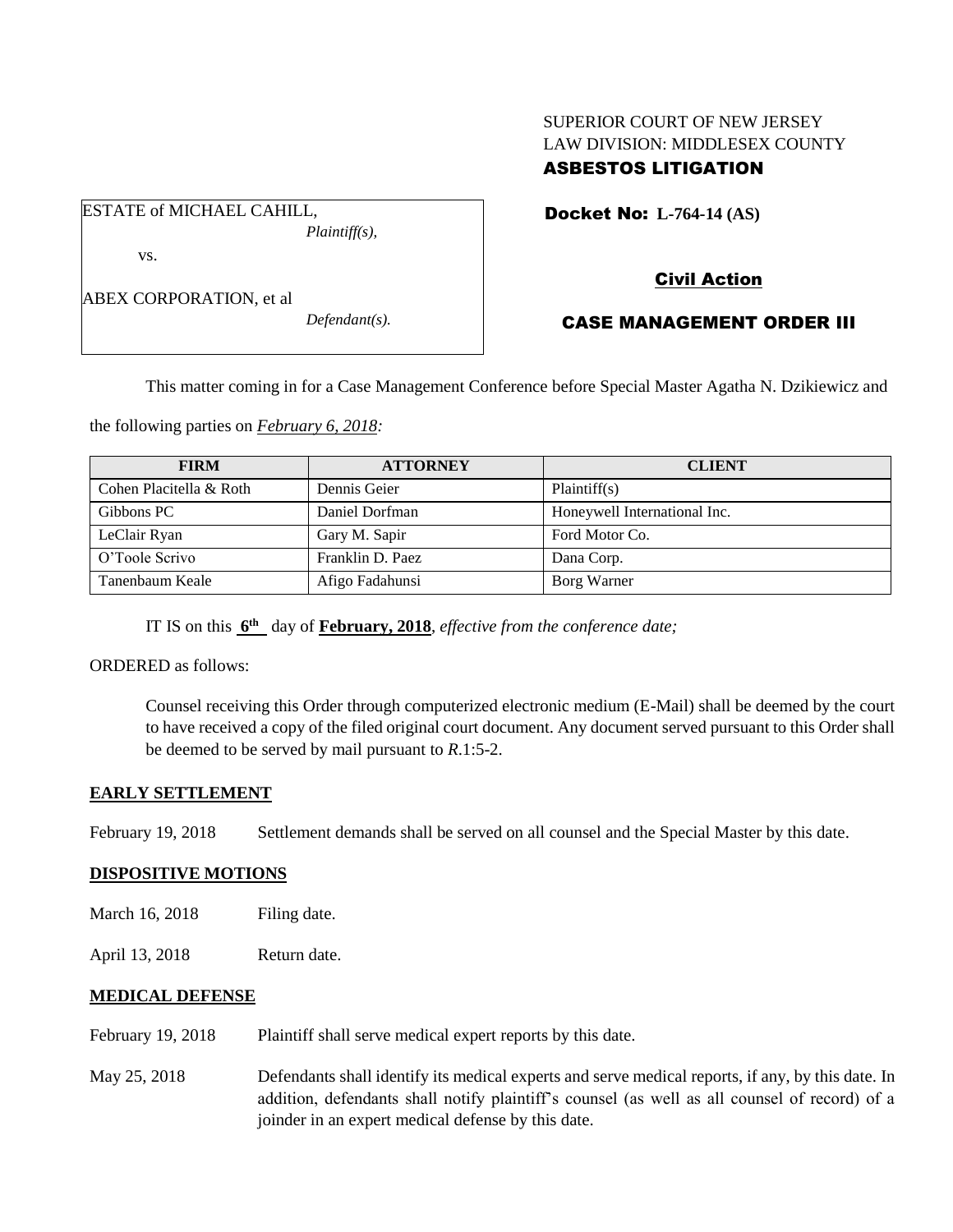SUPERIOR COURT OF NEW JERSEY
LAW DIVISION: MIDDLESEX COUNTY
**ASBESTOS LITIGATION**

ESTATE of MICHAEL CAHILL,
*Plaintiff(s),*

vs.

ABEX CORPORATION, et al
*Defendant(s).*

**Docket No: L-764-14 (AS)**

**Civil Action**

**CASE MANAGEMENT ORDER III**

This matter coming in for a Case Management Conference before Special Master Agatha N. Dzikiewicz and the following parties on *February 6, 2018:*

| FIRM | ATTORNEY | CLIENT |
|---|---|---|
| Cohen Placitella & Roth | Dennis Geier | Plaintiff(s) |
| Gibbons PC | Daniel Dorfman | Honeywell International Inc. |
| LeClair Ryan | Gary M. Sapir | Ford Motor Co. |
| O'Toole Scrivo | Franklin D. Paez | Dana Corp. |
| Tanenbaum Keale | Afigo Fadahunsi | Borg Warner |

IT IS on this **6th** day of **February, 2018**, *effective from the conference date;*

ORDERED as follows:

Counsel receiving this Order through computerized electronic medium (E-Mail) shall be deemed by the court to have received a copy of the filed original court document. Any document served pursuant to this Order shall be deemed to be served by mail pursuant to *R*.1:5-2.

**EARLY SETTLEMENT**

February 19, 2018 Settlement demands shall be served on all counsel and the Special Master by this date.

**DISPOSITIVE MOTIONS**

March 16, 2018 Filing date.

April 13, 2018 Return date.

**MEDICAL DEFENSE**

February 19, 2018 Plaintiff shall serve medical expert reports by this date.

May 25, 2018 Defendants shall identify its medical experts and serve medical reports, if any, by this date. In addition, defendants shall notify plaintiff's counsel (as well as all counsel of record) of a joinder in an expert medical defense by this date.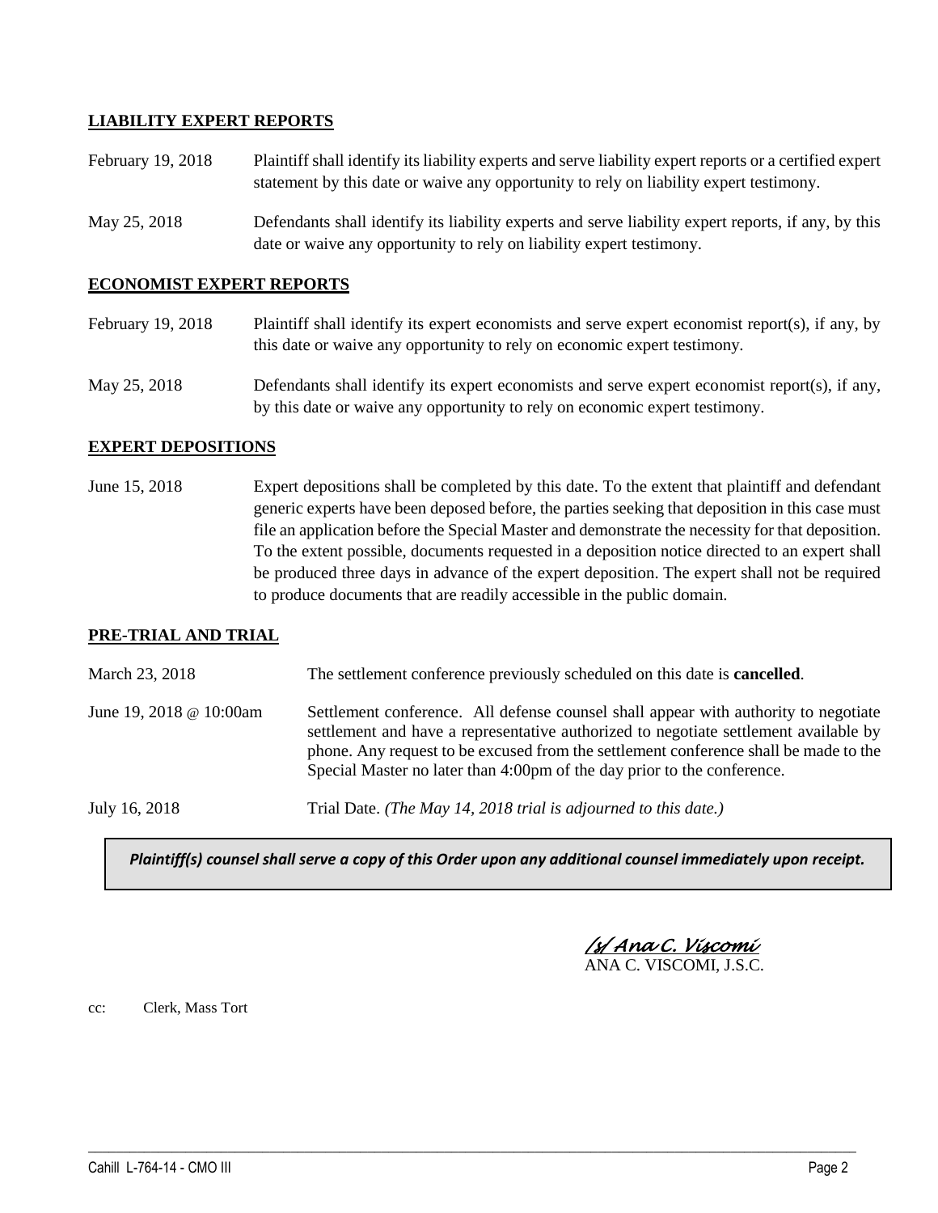## LIABILITY EXPERT REPORTS

| | |
|---|---|
| February 19, 2018 | Plaintiff shall identify its liability experts and serve liability expert reports or a certified expert statement by this date or waive any opportunity to rely on liability expert testimony. |
| May 25, 2018 | Defendants shall identify its liability experts and serve liability expert reports, if any, by this date or waive any opportunity to rely on liability expert testimony. |

## ECONOMIST EXPERT REPORTS

| | |
|---|---|
| February 19, 2018 | Plaintiff shall identify its expert economists and serve expert economist report(s), if any, by this date or waive any opportunity to rely on economic expert testimony. |
| May 25, 2018 | Defendants shall identify its expert economists and serve expert economist report(s), if any, by this date or waive any opportunity to rely on economic expert testimony. |

## EXPERT DEPOSITIONS

| | |
|---|---|
| June 15, 2018 | Expert depositions shall be completed by this date. To the extent that plaintiff and defendant generic experts have been deposed before, the parties seeking that deposition in this case must file an application before the Special Master and demonstrate the necessity for that deposition. To the extent possible, documents requested in a deposition notice directed to an expert shall be produced three days in advance of the expert deposition. The expert shall not be required to produce documents that are readily accessible in the public domain. |

## PRE-TRIAL AND TRIAL

| | |
|---|---|
| March 23, 2018 | The settlement conference previously scheduled on this date is **cancelled**. |
| June 19, 2018 @ 10:00am | Settlement conference. All defense counsel shall appear with authority to negotiate settlement and have a representative authorized to negotiate settlement available by phone. Any request to be excused from the settlement conference shall be made to the Special Master no later than 4:00pm of the day prior to the conference. |
| July 16, 2018 | Trial Date. *(The May 14, 2018 trial is adjourned to this date.)* |

***Plaintiff(s) counsel shall serve a copy of this Order upon any additional counsel immediately upon receipt.***

*/s/ Ana C. Viscomi*
ANA C. VISCOMI, J.S.C.

cc: Clerk, Mass Tort